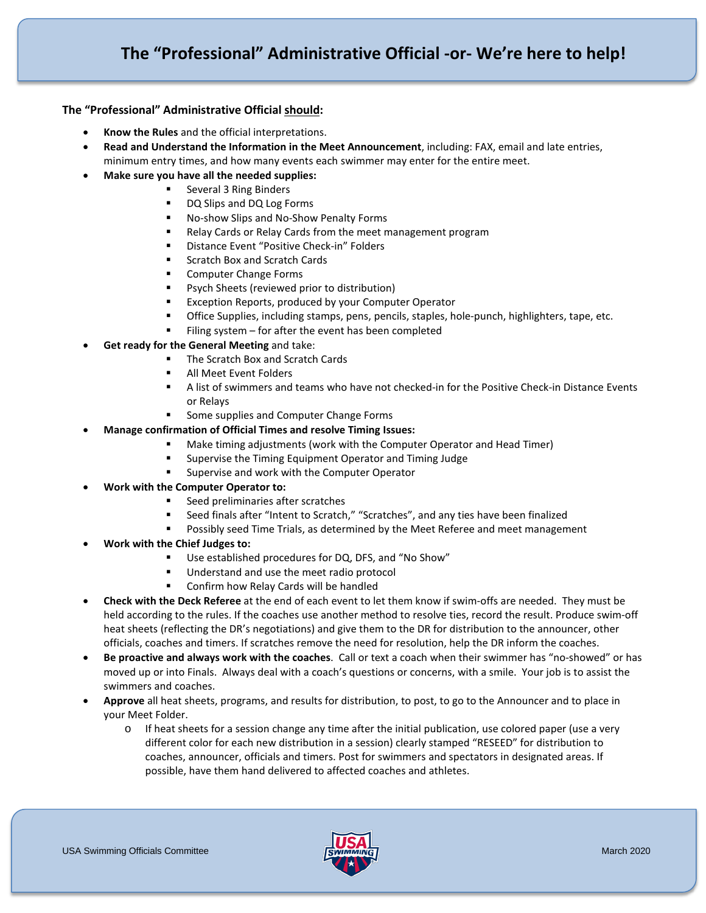# The "Professional" Administrative Official -or- We're here to help!

**The "Professional" Administrative Official <u>should</u>:**

- **Know the Rules** and the official interpretations.
- **Read and Understand the Information in the Meet Announcement**, including: FAX, email and late entries, minimum entry times, and how many events each swimmer may enter for the entire meet.
- **Make sure you have all the needed supplies:**
  - Several 3 Ring Binders
  - DQ Slips and DQ Log Forms
  - No-show Slips and No-Show Penalty Forms
  - Relay Cards or Relay Cards from the meet management program
  - Distance Event "Positive Check-in" Folders
  - Scratch Box and Scratch Cards
  - Computer Change Forms
  - Psych Sheets (reviewed prior to distribution)
  - Exception Reports, produced by your Computer Operator
  - Office Supplies, including stamps, pens, pencils, staples, hole-punch, highlighters, tape, etc.
  - Filing system – for after the event has been completed
- **Get ready for the General Meeting** and take:
  - The Scratch Box and Scratch Cards
  - All Meet Event Folders
  - A list of swimmers and teams who have not checked-in for the Positive Check-in Distance Events or Relays
  - Some supplies and Computer Change Forms
- **Manage confirmation of Official Times and resolve Timing Issues:**
  - Make timing adjustments (work with the Computer Operator and Head Timer)
  - Supervise the Timing Equipment Operator and Timing Judge
  - Supervise and work with the Computer Operator
- **Work with the Computer Operator to:**
  - Seed preliminaries after scratches
  - Seed finals after "Intent to Scratch," "Scratches", and any ties have been finalized
  - Possibly seed Time Trials, as determined by the Meet Referee and meet management
- **Work with the Chief Judges to:**
  - Use established procedures for DQ, DFS, and "No Show"
  - Understand and use the meet radio protocol
  - Confirm how Relay Cards will be handled
- **Check with the Deck Referee** at the end of each event to let them know if swim-offs are needed. They must be held according to the rules. If the coaches use another method to resolve ties, record the result. Produce swim-off heat sheets (reflecting the DR's negotiations) and give them to the DR for distribution to the announcer, other officials, coaches and timers. If scratches remove the need for resolution, help the DR inform the coaches.
- **Be proactive and always work with the coaches**. Call or text a coach when their swimmer has "no-showed" or has moved up or into Finals. Always deal with a coach's questions or concerns, with a smile. Your job is to assist the swimmers and coaches.
- **Approve** all heat sheets, programs, and results for distribution, to post, to go to the Announcer and to place in your Meet Folder.
  - If heat sheets for a session change any time after the initial publication, use colored paper (use a very different color for each new distribution in a session) clearly stamped "RESEED" for distribution to coaches, announcer, officials and timers. Post for swimmers and spectators in designated areas. If possible, have them hand delivered to affected coaches and athletes.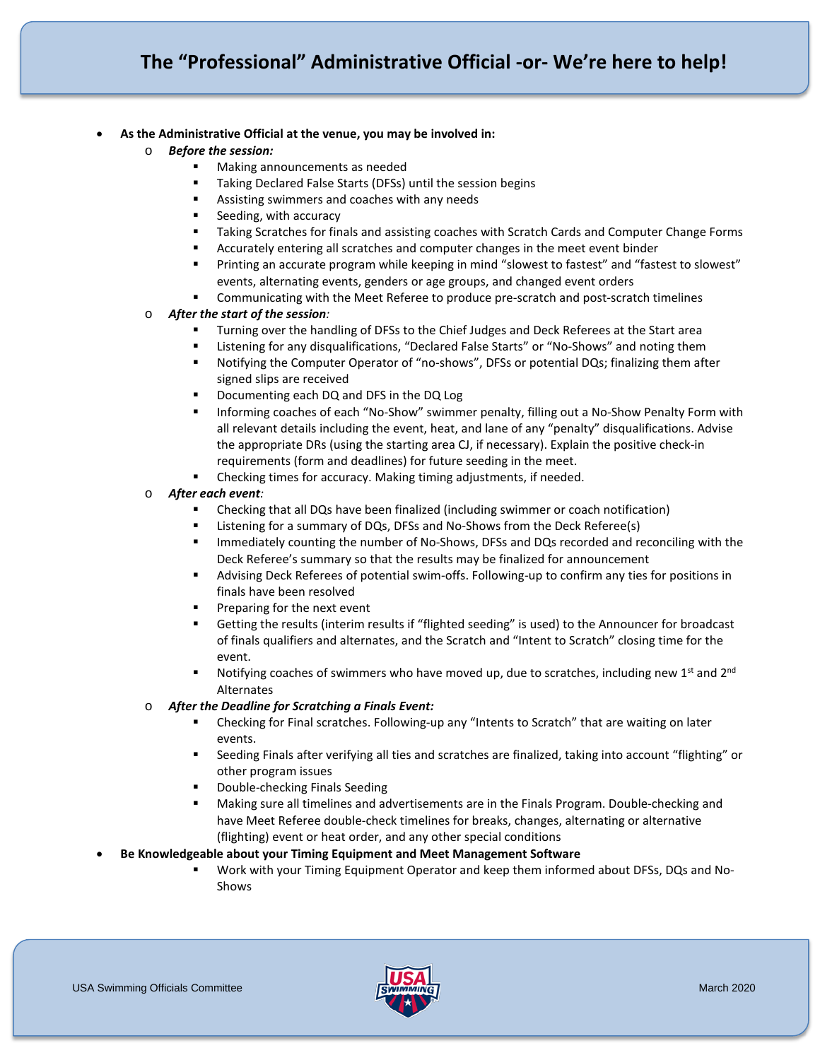# The "Professional" Administrative Official -or- We're here to help!

- **As the Administrative Official at the venue, you may be involved in:**
  - ***Before the session:***
    - Making announcements as needed
    - Taking Declared False Starts (DFSs) until the session begins
    - Assisting swimmers and coaches with any needs
    - Seeding, with accuracy
    - Taking Scratches for finals and assisting coaches with Scratch Cards and Computer Change Forms
    - Accurately entering all scratches and computer changes in the meet event binder
    - Printing an accurate program while keeping in mind "slowest to fastest" and "fastest to slowest" events, alternating events, genders or age groups, and changed event orders
    - Communicating with the Meet Referee to produce pre-scratch and post-scratch timelines
  - ***After the start of the session*:**
    - Turning over the handling of DFSs to the Chief Judges and Deck Referees at the Start area
    - Listening for any disqualifications, "Declared False Starts" or "No-Shows" and noting them
    - Notifying the Computer Operator of "no-shows", DFSs or potential DQs; finalizing them after signed slips are received
    - Documenting each DQ and DFS in the DQ Log
    - Informing coaches of each "No-Show" swimmer penalty, filling out a No-Show Penalty Form with all relevant details including the event, heat, and lane of any "penalty" disqualifications. Advise the appropriate DRs (using the starting area CJ, if necessary). Explain the positive check-in requirements (form and deadlines) for future seeding in the meet.
    - Checking times for accuracy. Making timing adjustments, if needed.
  - ***After each event*:**
    - Checking that all DQs have been finalized (including swimmer or coach notification)
    - Listening for a summary of DQs, DFSs and No-Shows from the Deck Referee(s)
    - Immediately counting the number of No-Shows, DFSs and DQs recorded and reconciling with the Deck Referee's summary so that the results may be finalized for announcement
    - Advising Deck Referees of potential swim-offs. Following-up to confirm any ties for positions in finals have been resolved
    - Preparing for the next event
    - Getting the results (interim results if "flighted seeding" is used) to the Announcer for broadcast of finals qualifiers and alternates, and the Scratch and "Intent to Scratch" closing time for the event.
    - Notifying coaches of swimmers who have moved up, due to scratches, including new 1st and 2nd Alternates
  - ***After the Deadline for Scratching a Finals Event:***
    - Checking for Final scratches. Following-up any "Intents to Scratch" that are waiting on later events.
    - Seeding Finals after verifying all ties and scratches are finalized, taking into account "flighting" or other program issues
    - Double-checking Finals Seeding
    - Making sure all timelines and advertisements are in the Finals Program. Double-checking and have Meet Referee double-check timelines for breaks, changes, alternating or alternative (flighting) event or heat order, and any other special conditions
- **Be Knowledgeable about your Timing Equipment and Meet Management Software**
    - Work with your Timing Equipment Operator and keep them informed about DFSs, DQs and No-Shows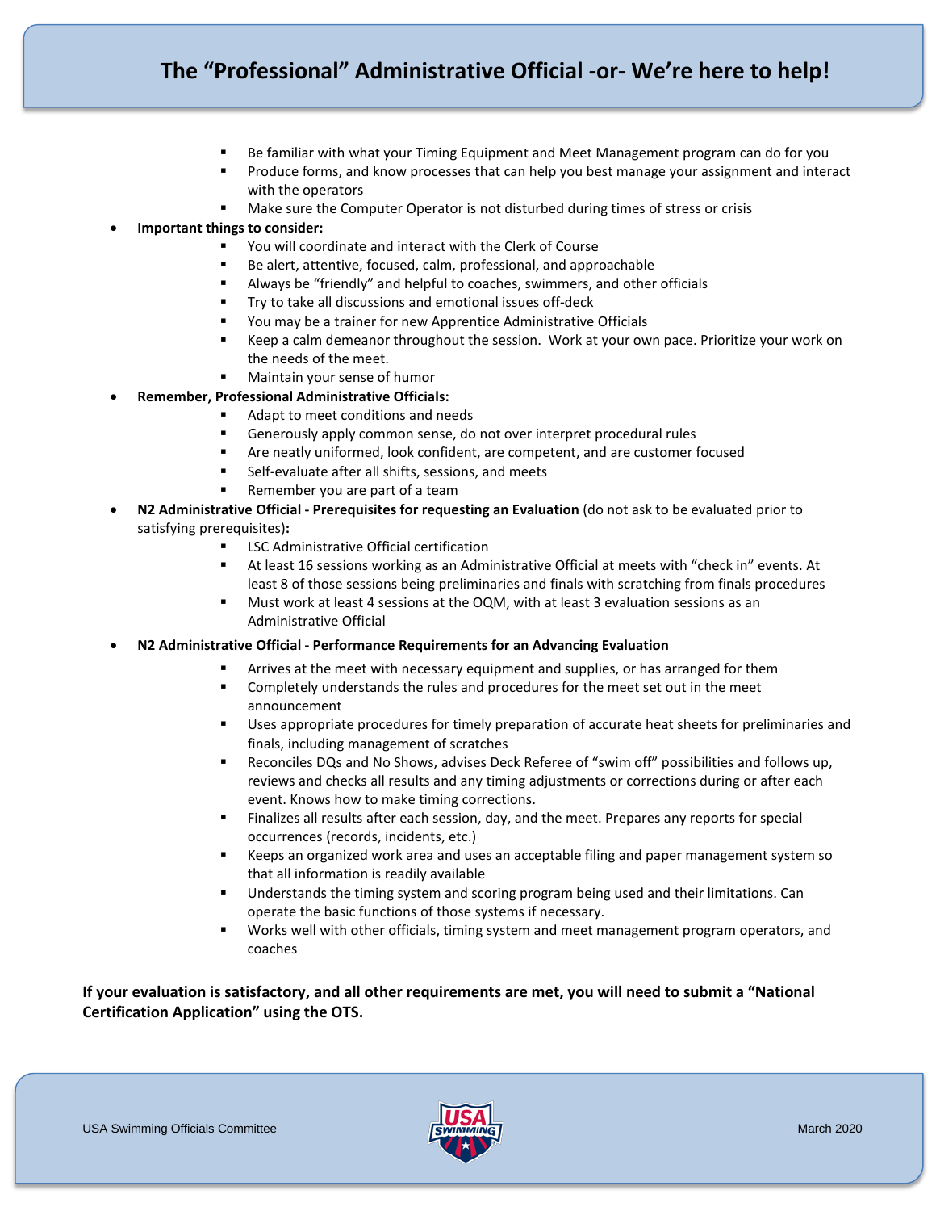# The "Professional" Administrative Official -or- We're here to help!

  - Be familiar with what your Timing Equipment and Meet Management program can do for you
  - Produce forms, and know processes that can help you best manage your assignment and interact with the operators
  - Make sure the Computer Operator is not disturbed during times of stress or crisis
- **Important things to consider:**
  - You will coordinate and interact with the Clerk of Course
  - Be alert, attentive, focused, calm, professional, and approachable
  - Always be "friendly" and helpful to coaches, swimmers, and other officials
  - Try to take all discussions and emotional issues off-deck
  - You may be a trainer for new Apprentice Administrative Officials
  - Keep a calm demeanor throughout the session. Work at your own pace. Prioritize your work on the needs of the meet.
  - Maintain your sense of humor
- **Remember, Professional Administrative Officials:**
  - Adapt to meet conditions and needs
  - Generously apply common sense, do not over interpret procedural rules
  - Are neatly uniformed, look confident, are competent, and are customer focused
  - Self-evaluate after all shifts, sessions, and meets
  - Remember you are part of a team
- **N2 Administrative Official - Prerequisites for requesting an Evaluation** (do not ask to be evaluated prior to satisfying prerequisites)**:**
  - LSC Administrative Official certification
  - At least 16 sessions working as an Administrative Official at meets with "check in" events. At least 8 of those sessions being preliminaries and finals with scratching from finals procedures
  - Must work at least 4 sessions at the OQM, with at least 3 evaluation sessions as an Administrative Official
- **N2 Administrative Official - Performance Requirements for an Advancing Evaluation**
  - Arrives at the meet with necessary equipment and supplies, or has arranged for them
  - Completely understands the rules and procedures for the meet set out in the meet announcement
  - Uses appropriate procedures for timely preparation of accurate heat sheets for preliminaries and finals, including management of scratches
  - Reconciles DQs and No Shows, advises Deck Referee of "swim off" possibilities and follows up, reviews and checks all results and any timing adjustments or corrections during or after each event. Knows how to make timing corrections.
  - Finalizes all results after each session, day, and the meet. Prepares any reports for special occurrences (records, incidents, etc.)
  - Keeps an organized work area and uses an acceptable filing and paper management system so that all information is readily available
  - Understands the timing system and scoring program being used and their limitations. Can operate the basic functions of those systems if necessary.
  - Works well with other officials, timing system and meet management program operators, and coaches

**If your evaluation is satisfactory, and all other requirements are met, you will need to submit a "National Certification Application" using the OTS.**